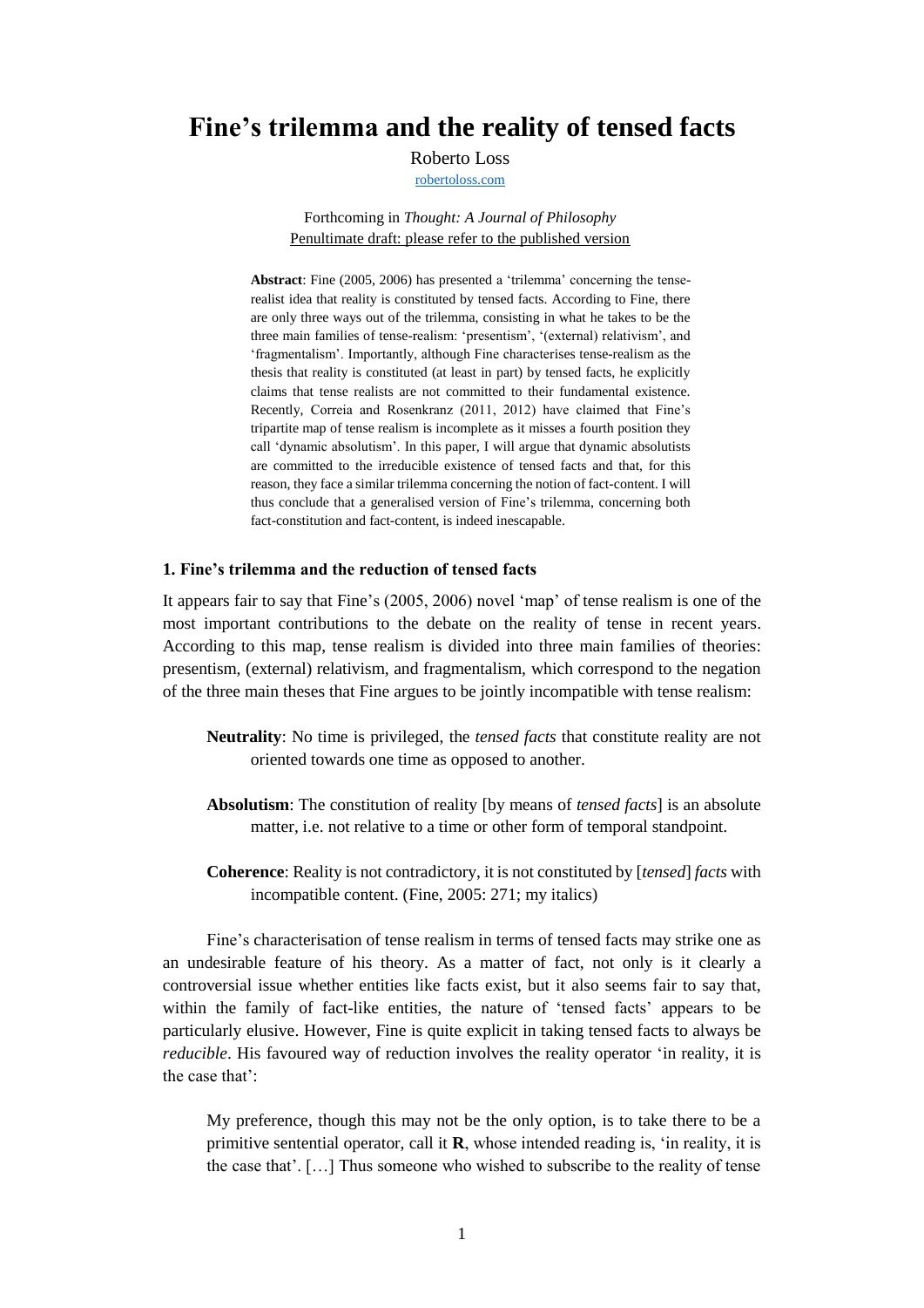# Fine's trilemma and the reality of tensed facts

Roberto Loss

[robertoloss.com](robertoloss.com)

Forthcoming in *Thought: A Journal of Philosophy*

Penultimate draft: please refer to the published version

**Abstract**: Fine (2005, 2006) has presented a 'trilemma' concerning the tense-realist idea that reality is constituted by tensed facts. According to Fine, there are only three ways out of the trilemma, consisting in what he takes to be the three main families of tense-realism: 'presentism', '(external) relativism', and 'fragmentalism'. Importantly, although Fine characterises tense-realism as the thesis that reality is constituted (at least in part) by tensed facts, he explicitly claims that tense realists are not committed to their fundamental existence. Recently, Correia and Rosenkranz (2011, 2012) have claimed that Fine's tripartite map of tense realism is incomplete as it misses a fourth position they call 'dynamic absolutism'. In this paper, I will argue that dynamic absolutists are committed to the irreducible existence of tensed facts and that, for this reason, they face a similar trilemma concerning the notion of fact-content. I will thus conclude that a generalised version of Fine's trilemma, concerning both fact-constitution and fact-content, is indeed inescapable.

## 1. Fine's trilemma and the reduction of tensed facts

It appears fair to say that Fine's (2005, 2006) novel 'map' of tense realism is one of the most important contributions to the debate on the reality of tense in recent years. According to this map, tense realism is divided into three main families of theories: presentism, (external) relativism, and fragmentalism, which correspond to the negation of the three main theses that Fine argues to be jointly incompatible with tense realism:

> **Neutrality**: No time is privileged, the *tensed facts* that constitute reality are not oriented towards one time as opposed to another.
>
> **Absolutism**: The constitution of reality [by means of *tensed facts*] is an absolute matter, i.e. not relative to a time or other form of temporal standpoint.
>
> **Coherence**: Reality is not contradictory, it is not constituted by [*tensed*] *facts* with incompatible content. (Fine, 2005: 271; my italics)

Fine's characterisation of tense realism in terms of tensed facts may strike one as an undesirable feature of his theory. As a matter of fact, not only is it clearly a controversial issue whether entities like facts exist, but it also seems fair to say that, within the family of fact-like entities, the nature of 'tensed facts' appears to be particularly elusive. However, Fine is quite explicit in taking tensed facts to always be *reducible*. His favoured way of reduction involves the reality operator 'in reality, it is the case that':

> My preference, though this may not be the only option, is to take there to be a primitive sentential operator, call it **R**, whose intended reading is, 'in reality, it is the case that'. […] Thus someone who wished to subscribe to the reality of tense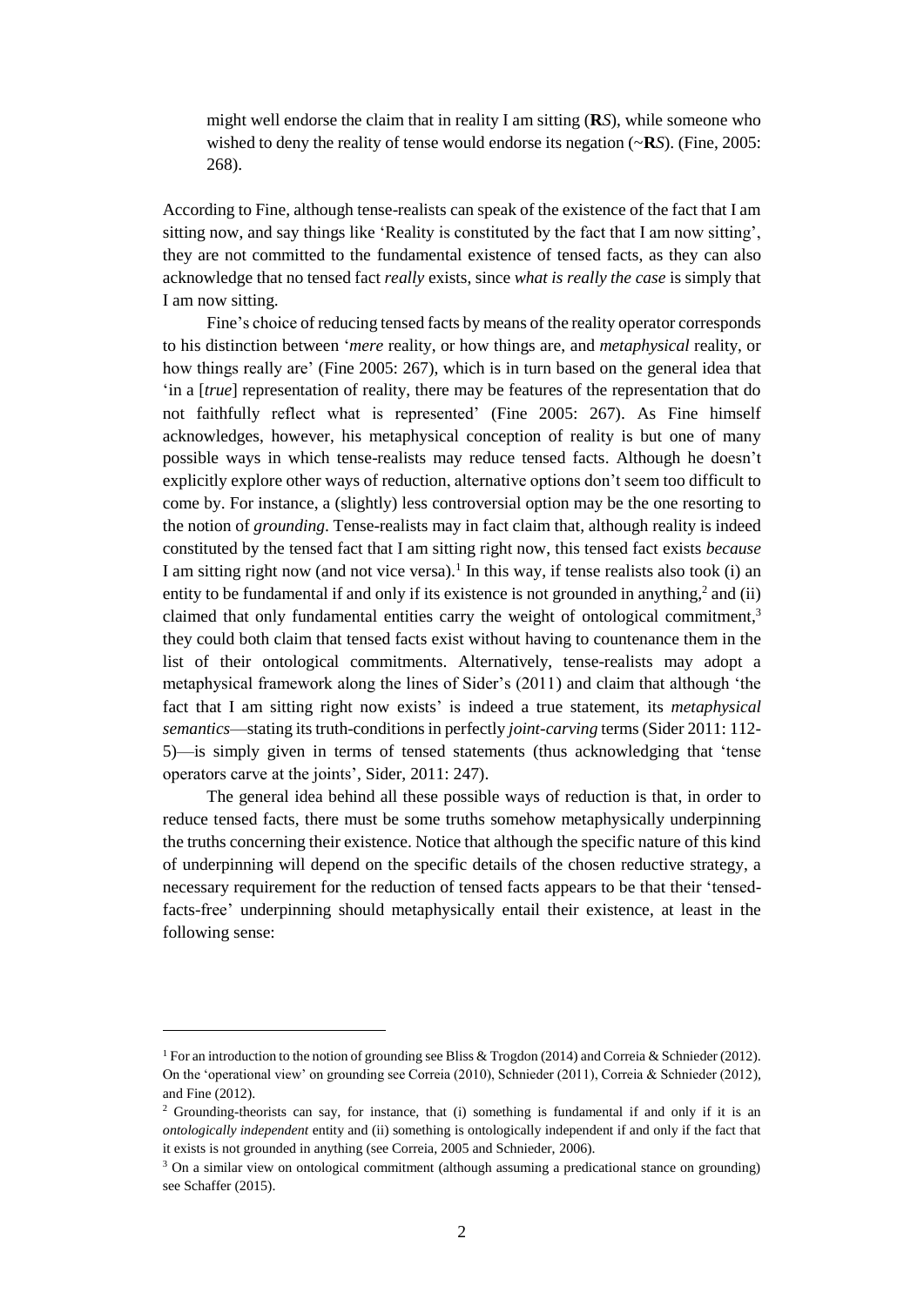> might well endorse the claim that in reality I am sitting (**R***S*), while someone who wished to deny the reality of tense would endorse its negation (~**R***S*). (Fine, 2005: 268).

According to Fine, although tense-realists can speak of the existence of the fact that I am sitting now, and say things like 'Reality is constituted by the fact that I am now sitting', they are not committed to the fundamental existence of tensed facts, as they can also acknowledge that no tensed fact *really* exists, since *what is really the case* is simply that I am now sitting.

Fine's choice of reducing tensed facts by means of the reality operator corresponds to his distinction between '*mere* reality, or how things are, and *metaphysical* reality, or how things really are' (Fine 2005: 267), which is in turn based on the general idea that 'in a [*true*] representation of reality, there may be features of the representation that do not faithfully reflect what is represented' (Fine 2005: 267). As Fine himself acknowledges, however, his metaphysical conception of reality is but one of many possible ways in which tense-realists may reduce tensed facts. Although he doesn't explicitly explore other ways of reduction, alternative options don't seem too difficult to come by. For instance, a (slightly) less controversial option may be the one resorting to the notion of *grounding*. Tense-realists may in fact claim that, although reality is indeed constituted by the tensed fact that I am sitting right now, this tensed fact exists *because* I am sitting right now (and not vice versa).[1] In this way, if tense realists also took (i) an entity to be fundamental if and only if its existence is not grounded in anything,[2] and (ii) claimed that only fundamental entities carry the weight of ontological commitment,[3] they could both claim that tensed facts exist without having to countenance them in the list of their ontological commitments. Alternatively, tense-realists may adopt a metaphysical framework along the lines of Sider's (2011) and claim that although 'the fact that I am sitting right now exists' is indeed a true statement, its *metaphysical semantics*—stating its truth-conditions in perfectly *joint-carving* terms (Sider 2011: 112-5)—is simply given in terms of tensed statements (thus acknowledging that 'tense operators carve at the joints', Sider, 2011: 247).

The general idea behind all these possible ways of reduction is that, in order to reduce tensed facts, there must be some truths somehow metaphysically underpinning the truths concerning their existence. Notice that although the specific nature of this kind of underpinning will depend on the specific details of the chosen reductive strategy, a necessary requirement for the reduction of tensed facts appears to be that their 'tensed-facts-free' underpinning should metaphysically entail their existence, at least in the following sense:

---

[1] For an introduction to the notion of grounding see Bliss & Trogdon (2014) and Correia & Schnieder (2012). On the 'operational view' on grounding see Correia (2010), Schnieder (2011), Correia & Schnieder (2012), and Fine (2012).

[2] Grounding-theorists can say, for instance, that (i) something is fundamental if and only if it is an *ontologically independent* entity and (ii) something is ontologically independent if and only if the fact that it exists is not grounded in anything (see Correia, 2005 and Schnieder, 2006).

[3] On a similar view on ontological commitment (although assuming a predicational stance on grounding) see Schaffer (2015).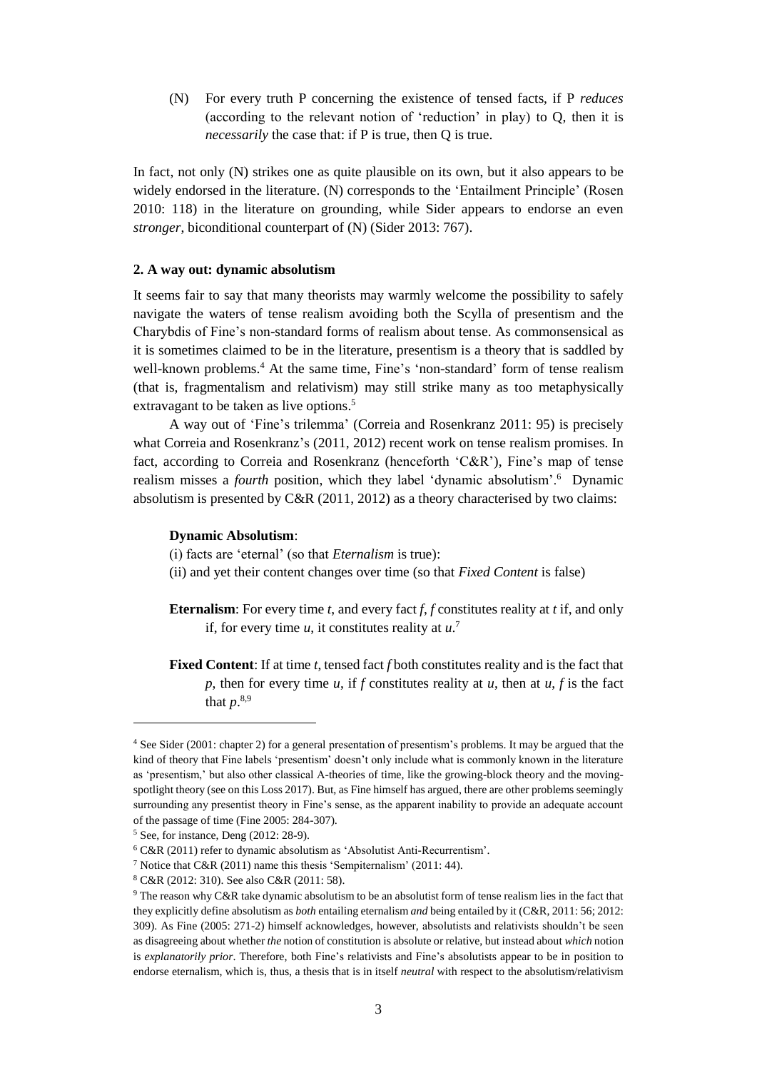(N) For every truth P concerning the existence of tensed facts, if P *reduces* (according to the relevant notion of 'reduction' in play) to Q, then it is *necessarily* the case that: if P is true, then Q is true.

In fact, not only (N) strikes one as quite plausible on its own, but it also appears to be widely endorsed in the literature. (N) corresponds to the 'Entailment Principle' (Rosen 2010: 118) in the literature on grounding, while Sider appears to endorse an even *stronger*, biconditional counterpart of (N) (Sider 2013: 767).

## 2. A way out: dynamic absolutism

It seems fair to say that many theorists may warmly welcome the possibility to safely navigate the waters of tense realism avoiding both the Scylla of presentism and the Charybdis of Fine's non-standard forms of realism about tense. As commonsensical as it is sometimes claimed to be in the literature, presentism is a theory that is saddled by well-known problems.[4] At the same time, Fine's 'non-standard' form of tense realism (that is, fragmentalism and relativism) may still strike many as too metaphysically extravagant to be taken as live options.[5]

A way out of 'Fine's trilemma' (Correia and Rosenkranz 2011: 95) is precisely what Correia and Rosenkranz's (2011, 2012) recent work on tense realism promises. In fact, according to Correia and Rosenkranz (henceforth 'C&R'), Fine's map of tense realism misses a *fourth* position, which they label 'dynamic absolutism'.[6] Dynamic absolutism is presented by C&R (2011, 2012) as a theory characterised by two claims:

**Dynamic Absolutism**:

(i) facts are 'eternal' (so that *Eternalism* is true):

(ii) and yet their content changes over time (so that *Fixed Content* is false)

**Eternalism**: For every time *t*, and every fact *f*, *f* constitutes reality at *t* if, and only if, for every time *u*, it constitutes reality at *u*.[7]

**Fixed Content**: If at time *t*, tensed fact *f* both constitutes reality and is the fact that *p*, then for every time *u*, if *f* constitutes reality at *u*, then at *u*, *f* is the fact that *p*.[8,9]

---

[4] See Sider (2001: chapter 2) for a general presentation of presentism's problems. It may be argued that the kind of theory that Fine labels 'presentism' doesn't only include what is commonly known in the literature as 'presentism,' but also other classical A-theories of time, like the growing-block theory and the moving-spotlight theory (see on this Loss 2017). But, as Fine himself has argued, there are other problems seemingly surrounding any presentist theory in Fine's sense, as the apparent inability to provide an adequate account of the passage of time (Fine 2005: 284-307).

[5] See, for instance, Deng (2012: 28-9).

[6] C&R (2011) refer to dynamic absolutism as 'Absolutist Anti-Recurrentism'.

[7] Notice that C&R (2011) name this thesis 'Sempiternalism' (2011: 44).

[8] C&R (2012: 310). See also C&R (2011: 58).

[9] The reason why C&R take dynamic absolutism to be an absolutist form of tense realism lies in the fact that they explicitly define absolutism as *both* entailing eternalism *and* being entailed by it (C&R, 2011: 56; 2012: 309). As Fine (2005: 271-2) himself acknowledges, however, absolutists and relativists shouldn't be seen as disagreeing about whether *the* notion of constitution is absolute or relative, but instead about *which* notion is *explanatorily prior*. Therefore, both Fine's relativists and Fine's absolutists appear to be in position to endorse eternalism, which is, thus, a thesis that is in itself *neutral* with respect to the absolutism/relativism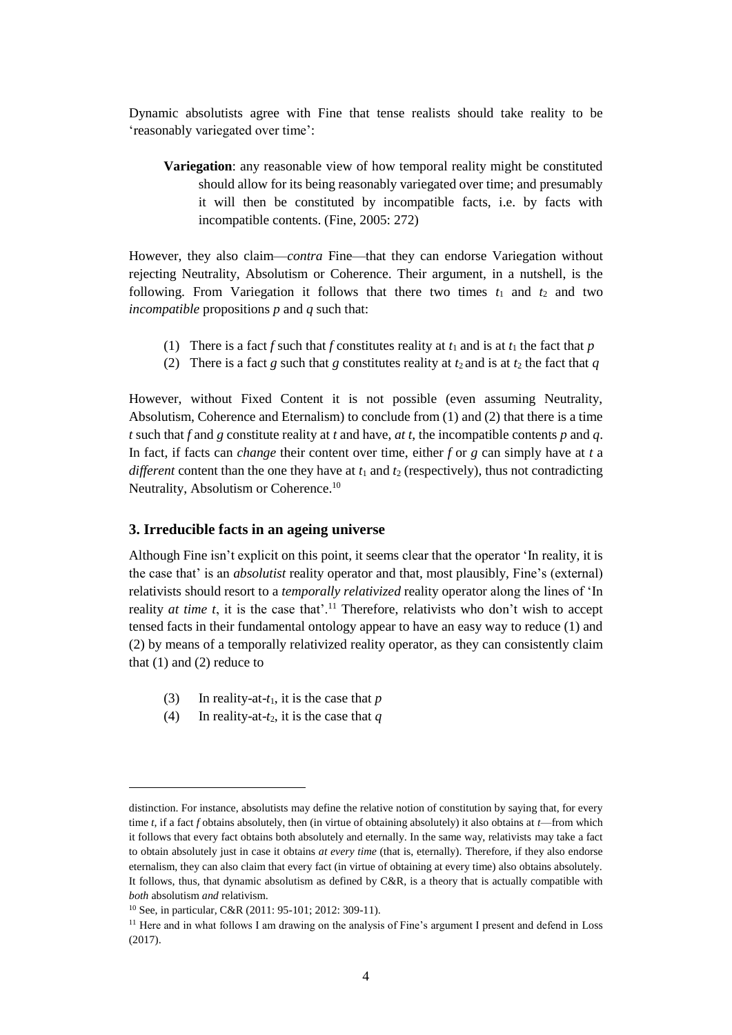Dynamic absolutists agree with Fine that tense realists should take reality to be 'reasonably variegated over time':

> **Variegation**: any reasonable view of how temporal reality might be constituted should allow for its being reasonably variegated over time; and presumably it will then be constituted by incompatible facts, i.e. by facts with incompatible contents. (Fine, 2005: 272)

However, they also claim—*contra* Fine—that they can endorse Variegation without rejecting Neutrality, Absolutism or Coherence. Their argument, in a nutshell, is the following. From Variegation it follows that there two times $t_1$ and $t_2$ and two *incompatible* propositions *p* and *q* such that:

(1) There is a fact *f* such that *f* constitutes reality at $t_1$ and is at $t_1$ the fact that *p*
(2) There is a fact *g* such that *g* constitutes reality at $t_2$ and is at $t_2$ the fact that *q*

However, without Fixed Content it is not possible (even assuming Neutrality, Absolutism, Coherence and Eternalism) to conclude from (1) and (2) that there is a time *t* such that *f* and *g* constitute reality at *t* and have, *at t*, the incompatible contents *p* and *q*. In fact, if facts can *change* their content over time, either *f* or *g* can simply have at *t* a *different* content than the one they have at $t_1$ and $t_2$ (respectively), thus not contradicting Neutrality, Absolutism or Coherence.[10]

## 3. Irreducible facts in an ageing universe

Although Fine isn't explicit on this point, it seems clear that the operator 'In reality, it is the case that' is an *absolutist* reality operator and that, most plausibly, Fine's (external) relativists should resort to a *temporally relativized* reality operator along the lines of 'In reality *at time t*, it is the case that'.[11] Therefore, relativists who don't wish to accept tensed facts in their fundamental ontology appear to have an easy way to reduce (1) and (2) by means of a temporally relativized reality operator, as they can consistently claim that (1) and (2) reduce to

(3) In reality-at-$t_1$, it is the case that *p*
(4) In reality-at-$t_2$, it is the case that *q*

---

distinction. For instance, absolutists may define the relative notion of constitution by saying that, for every time *t*, if a fact *f* obtains absolutely, then (in virtue of obtaining absolutely) it also obtains at *t*—from which it follows that every fact obtains both absolutely and eternally. In the same way, relativists may take a fact to obtain absolutely just in case it obtains *at every time* (that is, eternally). Therefore, if they also endorse eternalism, they can also claim that every fact (in virtue of obtaining at every time) also obtains absolutely. It follows, thus, that dynamic absolutism as defined by C&R, is a theory that is actually compatible with *both* absolutism *and* relativism.

[10] See, in particular, C&R (2011: 95-101; 2012: 309-11).

[11] Here and in what follows I am drawing on the analysis of Fine's argument I present and defend in Loss (2017).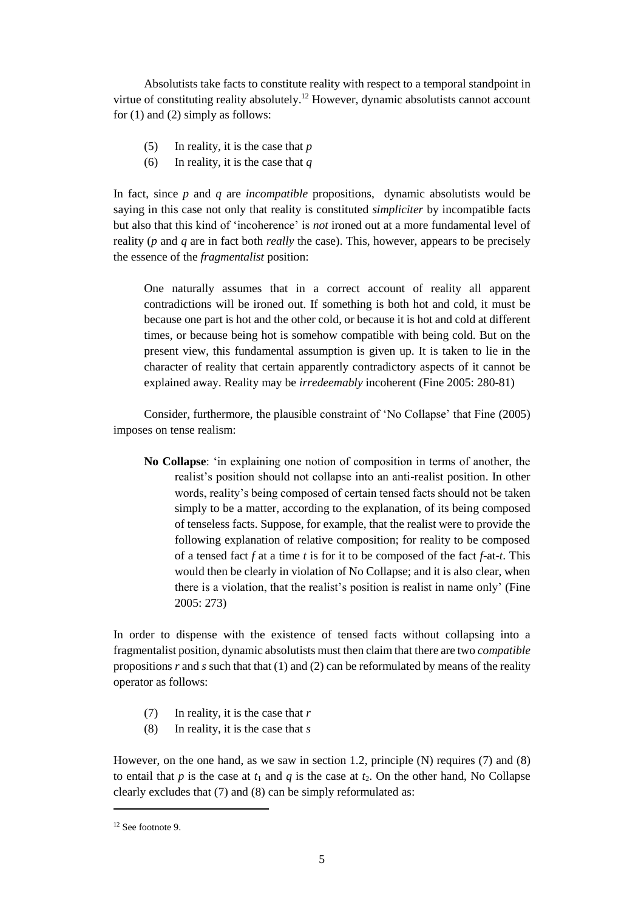Absolutists take facts to constitute reality with respect to a temporal standpoint in virtue of constituting reality absolutely.[12] However, dynamic absolutists cannot account for (1) and (2) simply as follows:

(5) In reality, it is the case that *p*

(6) In reality, it is the case that *q*

In fact, since *p* and *q* are *incompatible* propositions, dynamic absolutists would be saying in this case not only that reality is constituted *simpliciter* by incompatible facts but also that this kind of 'incoherence' is *not* ironed out at a more fundamental level of reality (*p* and *q* are in fact both *really* the case). This, however, appears to be precisely the essence of the *fragmentalist* position:

> One naturally assumes that in a correct account of reality all apparent contradictions will be ironed out. If something is both hot and cold, it must be because one part is hot and the other cold, or because it is hot and cold at different times, or because being hot is somehow compatible with being cold. But on the present view, this fundamental assumption is given up. It is taken to lie in the character of reality that certain apparently contradictory aspects of it cannot be explained away. Reality may be *irredeemably* incoherent (Fine 2005: 280-81)

Consider, furthermore, the plausible constraint of 'No Collapse' that Fine (2005) imposes on tense realism:

> **No Collapse**: 'in explaining one notion of composition in terms of another, the realist's position should not collapse into an anti-realist position. In other words, reality's being composed of certain tensed facts should not be taken simply to be a matter, according to the explanation, of its being composed of tenseless facts. Suppose, for example, that the realist were to provide the following explanation of relative composition; for reality to be composed of a tensed fact *f* at a time *t* is for it to be composed of the fact *f*-at-*t*. This would then be clearly in violation of No Collapse; and it is also clear, when there is a violation, that the realist's position is realist in name only' (Fine 2005: 273)

In order to dispense with the existence of tensed facts without collapsing into a fragmentalist position, dynamic absolutists must then claim that there are two *compatible* propositions *r* and *s* such that that (1) and (2) can be reformulated by means of the reality operator as follows:

(7) In reality, it is the case that *r*

(8) In reality, it is the case that *s*

However, on the one hand, as we saw in section 1.2, principle (N) requires (7) and (8) to entail that *p* is the case at $t_1$ and *q* is the case at $t_2$. On the other hand, No Collapse clearly excludes that (7) and (8) can be simply reformulated as:

[12] See footnote 9.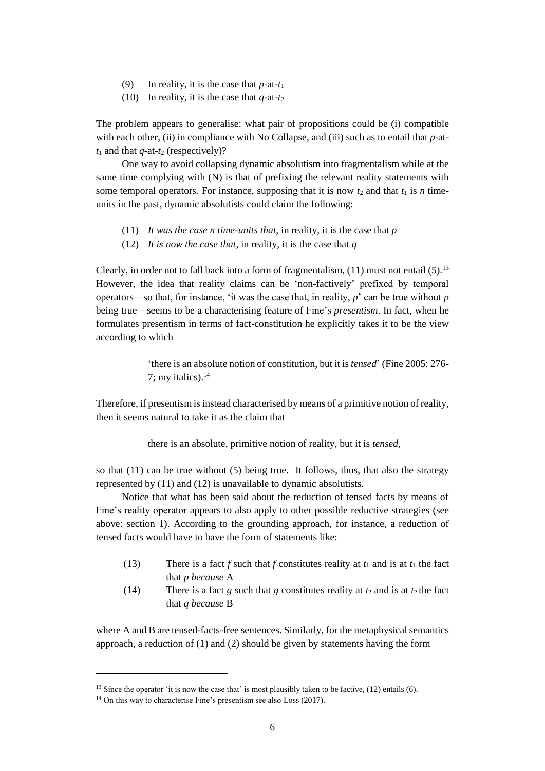(9) In reality, it is the case that $p$-at-$t_1$

(10) In reality, it is the case that $q$-at-$t_2$

The problem appears to generalise: what pair of propositions could be (i) compatible with each other, (ii) in compliance with No Collapse, and (iii) such as to entail that $p$-at-$t_1$ and that $q$-at-$t_2$ (respectively)?

One way to avoid collapsing dynamic absolutism into fragmentalism while at the same time complying with (N) is that of prefixing the relevant reality statements with some temporal operators. For instance, supposing that it is now $t_2$ and that $t_1$ is $n$ time-units in the past, dynamic absolutists could claim the following:

(11) *It was the case n time-units that*, in reality, it is the case that $p$

(12) *It is now the case that*, in reality, it is the case that $q$

Clearly, in order not to fall back into a form of fragmentalism, (11) must not entail (5).[13] However, the idea that reality claims can be 'non-factively' prefixed by temporal operators—so that, for instance, 'it was the case that, in reality, $p$' can be true without $p$ being true—seems to be a characterising feature of Fine's *presentism*. In fact, when he formulates presentism in terms of fact-constitution he explicitly takes it to be the view according to which

> 'there is an absolute notion of constitution, but it is *tensed*' (Fine 2005: 276-7; my italics).[14]

Therefore, if presentism is instead characterised by means of a primitive notion of reality, then it seems natural to take it as the claim that

> there is an absolute, primitive notion of reality, but it is *tensed*,

so that (11) can be true without (5) being true. It follows, thus, that also the strategy represented by (11) and (12) is unavailable to dynamic absolutists.

Notice that what has been said about the reduction of tensed facts by means of Fine's reality operator appears to also apply to other possible reductive strategies (see above: section 1). According to the grounding approach, for instance, a reduction of tensed facts would have to have the form of statements like:

(13) There is a fact $f$ such that $f$ constitutes reality at $t_1$ and is at $t_1$ the fact that $p$ *because* A

(14) There is a fact $g$ such that $g$ constitutes reality at $t_2$ and is at $t_2$ the fact that $q$ *because* B

where A and B are tensed-facts-free sentences. Similarly, for the metaphysical semantics approach, a reduction of (1) and (2) should be given by statements having the form

---

[13] Since the operator 'it is now the case that' is most plausibly taken to be factive, (12) entails (6).

[14] On this way to characterise Fine's presentism see also Loss (2017).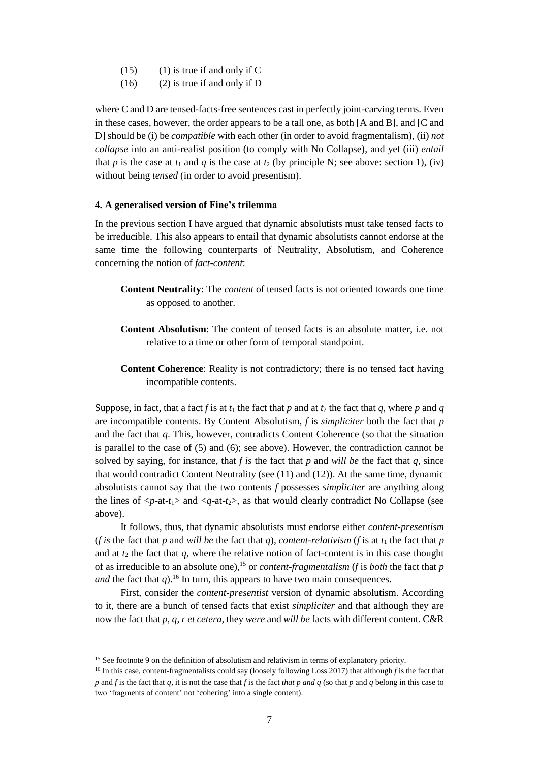(15) (1) is true if and only if C

(16) (2) is true if and only if D

where C and D are tensed-facts-free sentences cast in perfectly joint-carving terms. Even in these cases, however, the order appears to be a tall one, as both [A and B], and [C and D] should be (i) be *compatible* with each other (in order to avoid fragmentalism), (ii) *not collapse* into an anti-realist position (to comply with No Collapse), and yet (iii) *entail* that $p$ is the case at $t_1$ and $q$ is the case at $t_2$ (by principle N; see above: section 1), (iv) without being *tensed* (in order to avoid presentism).

#### 4. A generalised version of Fine's trilemma

In the previous section I have argued that dynamic absolutists must take tensed facts to be irreducible. This also appears to entail that dynamic absolutists cannot endorse at the same time the following counterparts of Neutrality, Absolutism, and Coherence concerning the notion of *fact-content*:

> **Content Neutrality**: The *content* of tensed facts is not oriented towards one time as opposed to another.

> **Content Absolutism**: The content of tensed facts is an absolute matter, i.e. not relative to a time or other form of temporal standpoint.

> **Content Coherence**: Reality is not contradictory; there is no tensed fact having incompatible contents.

Suppose, in fact, that a fact $f$ is at $t_1$ the fact that $p$ and at $t_2$ the fact that $q$, where $p$ and $q$ are incompatible contents. By Content Absolutism, $f$ is *simpliciter* both the fact that $p$ and the fact that $q$. This, however, contradicts Content Coherence (so that the situation is parallel to the case of (5) and (6); see above). However, the contradiction cannot be solved by saying, for instance, that $f$ *is* the fact that $p$ and *will be* the fact that $q$, since that would contradict Content Neutrality (see (11) and (12)). At the same time, dynamic absolutists cannot say that the two contents $f$ possesses *simpliciter* are anything along the lines of $<p$-at-$t_1>$ and $<q$-at-$t_2>$, as that would clearly contradict No Collapse (see above).

It follows, thus, that dynamic absolutists must endorse either *content-presentism* ($f$ *is* the fact that $p$ and *will be* the fact that $q$), *content-relativism* ($f$ is at $t_1$ the fact that $p$ and at $t_2$ the fact that $q$, where the relative notion of fact-content is in this case thought of as irreducible to an absolute one),[15] or *content-fragmentalism* ($f$ is *both* the fact that $p$ *and* the fact that $q$).[16] In turn, this appears to have two main consequences.

First, consider the *content-presentist* version of dynamic absolutism. According to it, there are a bunch of tensed facts that exist *simpliciter* and that although they are now the fact that $p$, $q$, $r$ *et cetera*, they *were* and *will be* facts with different content. C&R

[15] See footnote 9 on the definition of absolutism and relativism in terms of explanatory priority.

[16] In this case, content-fragmentalists could say (loosely following Loss 2017) that although $f$ is the fact that $p$ and $f$ is the fact that $q$, it is not the case that $f$ is the fact *that* $p$ *and* $q$ (so that $p$ and $q$ belong in this case to two 'fragments of content' not 'cohering' into a single content).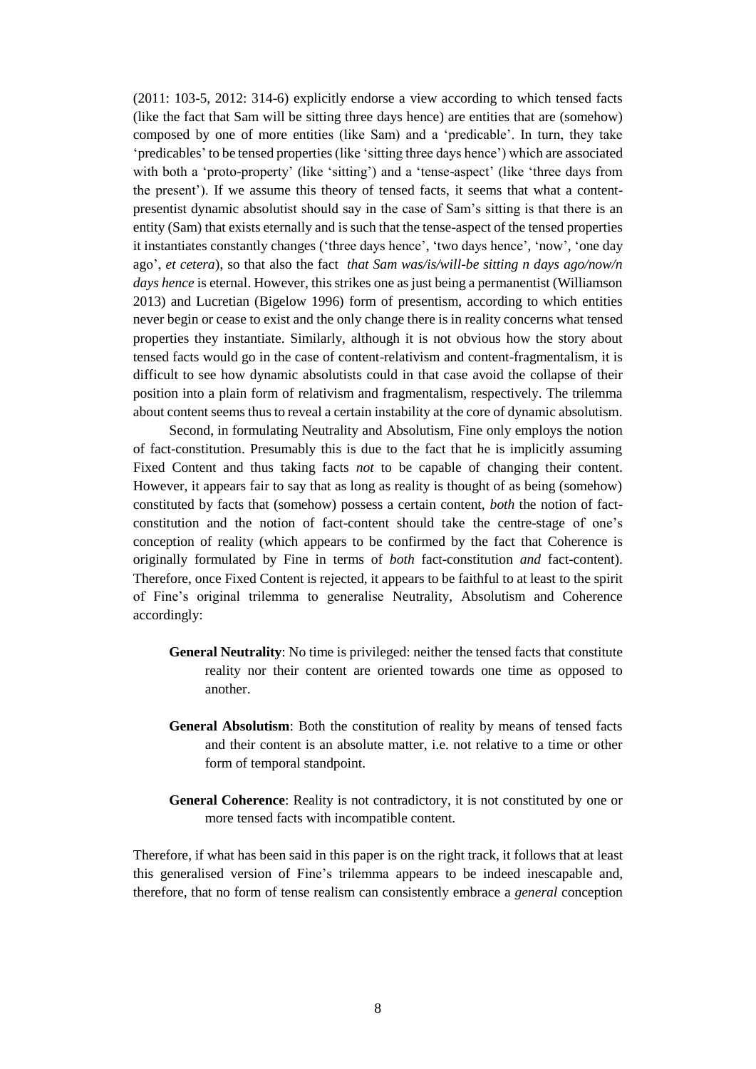(2011: 103-5, 2012: 314-6) explicitly endorse a view according to which tensed facts (like the fact that Sam will be sitting three days hence) are entities that are (somehow) composed by one of more entities (like Sam) and a 'predicable'. In turn, they take 'predicables' to be tensed properties (like 'sitting three days hence') which are associated with both a 'proto-property' (like 'sitting') and a 'tense-aspect' (like 'three days from the present'). If we assume this theory of tensed facts, it seems that what a content-presentist dynamic absolutist should say in the case of Sam's sitting is that there is an entity (Sam) that exists eternally and is such that the tense-aspect of the tensed properties it instantiates constantly changes ('three days hence', 'two days hence', 'now', 'one day ago', *et cetera*), so that also the fact *that Sam was/is/will-be sitting n days ago/now/n days hence* is eternal. However, this strikes one as just being a permanentist (Williamson 2013) and Lucretian (Bigelow 1996) form of presentism, according to which entities never begin or cease to exist and the only change there is in reality concerns what tensed properties they instantiate. Similarly, although it is not obvious how the story about tensed facts would go in the case of content-relativism and content-fragmentalism, it is difficult to see how dynamic absolutists could in that case avoid the collapse of their position into a plain form of relativism and fragmentalism, respectively. The trilemma about content seems thus to reveal a certain instability at the core of dynamic absolutism.

Second, in formulating Neutrality and Absolutism, Fine only employs the notion of fact-constitution. Presumably this is due to the fact that he is implicitly assuming Fixed Content and thus taking facts *not* to be capable of changing their content. However, it appears fair to say that as long as reality is thought of as being (somehow) constituted by facts that (somehow) possess a certain content, *both* the notion of fact-constitution and the notion of fact-content should take the centre-stage of one's conception of reality (which appears to be confirmed by the fact that Coherence is originally formulated by Fine in terms of *both* fact-constitution *and* fact-content). Therefore, once Fixed Content is rejected, it appears to be faithful to at least to the spirit of Fine's original trilemma to generalise Neutrality, Absolutism and Coherence accordingly:

**General Neutrality**: No time is privileged: neither the tensed facts that constitute reality nor their content are oriented towards one time as opposed to another.

**General Absolutism**: Both the constitution of reality by means of tensed facts and their content is an absolute matter, i.e. not relative to a time or other form of temporal standpoint.

**General Coherence**: Reality is not contradictory, it is not constituted by one or more tensed facts with incompatible content.

Therefore, if what has been said in this paper is on the right track, it follows that at least this generalised version of Fine's trilemma appears to be indeed inescapable and, therefore, that no form of tense realism can consistently embrace a *general* conception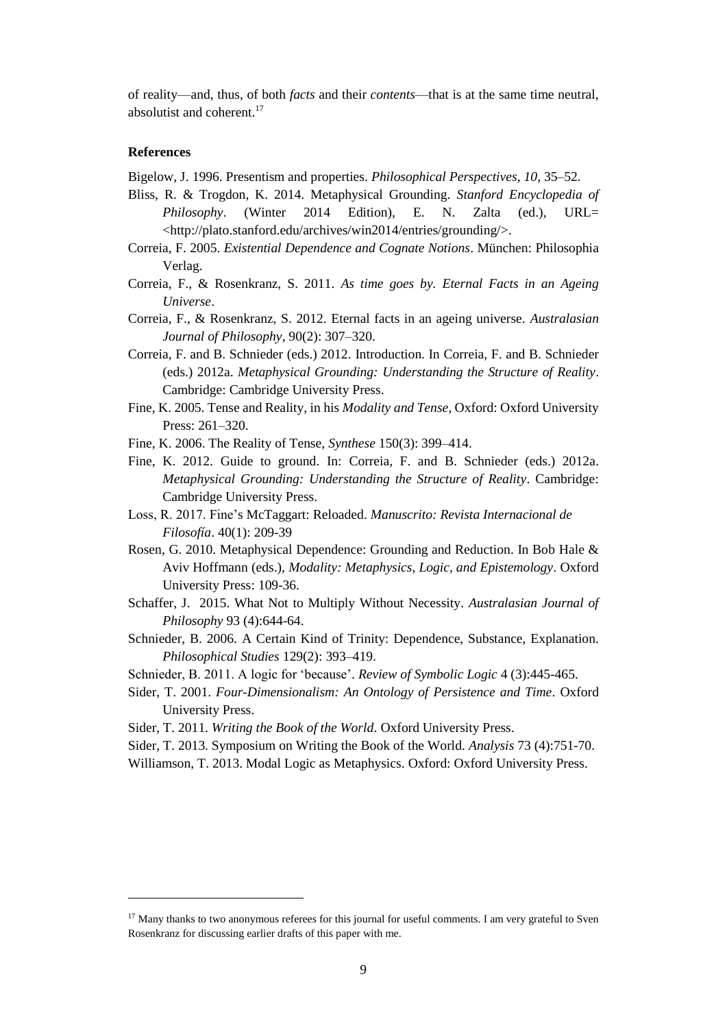of reality—and, thus, of both *facts* and their *contents*—that is at the same time neutral, absolutist and coherent.[17]

**References**

Bigelow, J. 1996. Presentism and properties. *Philosophical Perspectives*, *10*, 35–52.

Bliss, R. & Trogdon, K. 2014. Metaphysical Grounding. *Stanford Encyclopedia of Philosophy*. (Winter 2014 Edition), E. N. Zalta (ed.), URL= <http://plato.stanford.edu/archives/win2014/entries/grounding/>.

Correia, F. 2005. *Existential Dependence and Cognate Notions*. München: Philosophia Verlag.

Correia, F., & Rosenkranz, S. 2011. *As time goes by. Eternal Facts in an Ageing Universe*.

Correia, F., & Rosenkranz, S. 2012. Eternal facts in an ageing universe. *Australasian Journal of Philosophy*, 90(2): 307–320.

Correia, F. and B. Schnieder (eds.) 2012. Introduction. In Correia, F. and B. Schnieder (eds.) 2012a. *Metaphysical Grounding: Understanding the Structure of Reality*. Cambridge: Cambridge University Press.

Fine, K. 2005. Tense and Reality, in his *Modality and Tense*, Oxford: Oxford University Press: 261–320.

Fine, K. 2006. The Reality of Tense, *Synthese* 150(3): 399–414.

Fine, K. 2012. Guide to ground. In: Correia, F. and B. Schnieder (eds.) 2012a. *Metaphysical Grounding: Understanding the Structure of Reality*. Cambridge: Cambridge University Press.

Loss, R. 2017. Fine's McTaggart: Reloaded. *Manuscrito: Revista Internacional de Filosofía*. 40(1): 209-39

Rosen, G. 2010. Metaphysical Dependence: Grounding and Reduction. In Bob Hale & Aviv Hoffmann (eds.), *Modality: Metaphysics, Logic, and Epistemology*. Oxford University Press: 109-36.

Schaffer, J. 2015. What Not to Multiply Without Necessity. *Australasian Journal of Philosophy* 93 (4):644-64.

Schnieder, B. 2006. A Certain Kind of Trinity: Dependence, Substance, Explanation. *Philosophical Studies* 129(2): 393–419.

Schnieder, B. 2011. A logic for 'because'. *Review of Symbolic Logic* 4 (3):445-465.

Sider, T. 2001. *Four-Dimensionalism: An Ontology of Persistence and Time*. Oxford University Press.

Sider, T. 2011. *Writing the Book of the World*. Oxford University Press.

Sider, T. 2013. Symposium on Writing the Book of the World. *Analysis* 73 (4):751-70.

Williamson, T. 2013. Modal Logic as Metaphysics. Oxford: Oxford University Press.

---

[17] Many thanks to two anonymous referees for this journal for useful comments. I am very grateful to Sven Rosenkranz for discussing earlier drafts of this paper with me.